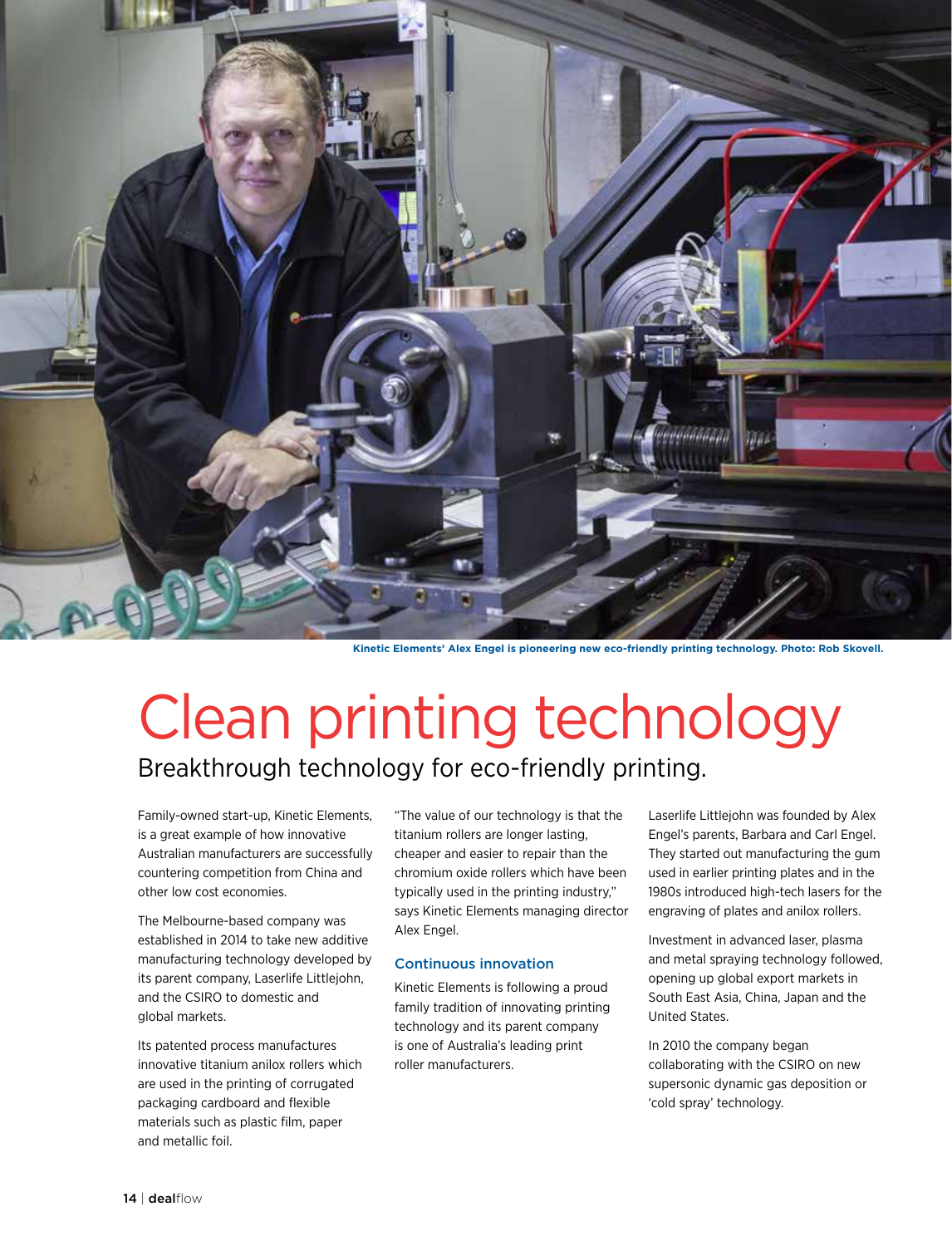Kinetic Elements' Alex Engel is pioneering new eco-friendly printing technology. Photo: Rob Skovell.

# Clean printing technology

## Breakthrough technology for eco-friendly printing.

Family-owned start-up, Kinetic Elements, is a great example of how innovative Australian manufacturers are successfully countering competition from China and other low cost economies.

The Melbourne-based company was established in 2014 to take new additive manufacturing technology developed by its parent company, Laserlife Littlejohn, and the CSIRO to domestic and global markets.

Its patented process manufactures innovative titanium anilox rollers which are used in the printing of corrugated packaging cardboard and flexible materials such as plastic film, paper and metallic foil.

"The value of our technology is that the titanium rollers are longer lasting, cheaper and easier to repair than the chromium oxide rollers which have been typically used in the printing industry," says Kinetic Elements managing director Alex Engel.

### Continuous innovation

Kinetic Elements is following a proud family tradition of innovating printing technology and its parent company is one of Australia's leading print roller manufacturers.

Laserlife Littlejohn was founded by Alex Engel's parents, Barbara and Carl Engel. They started out manufacturing the gum used in earlier printing plates and in the 1980s introduced high-tech lasers for the engraving of plates and anilox rollers.

Investment in advanced laser, plasma and metal spraying technology followed, opening up global export markets in South East Asia, China, Japan and the United States.

In 2010 the company began collaborating with the CSIRO on new supersonic dynamic gas deposition or 'cold spray' technology.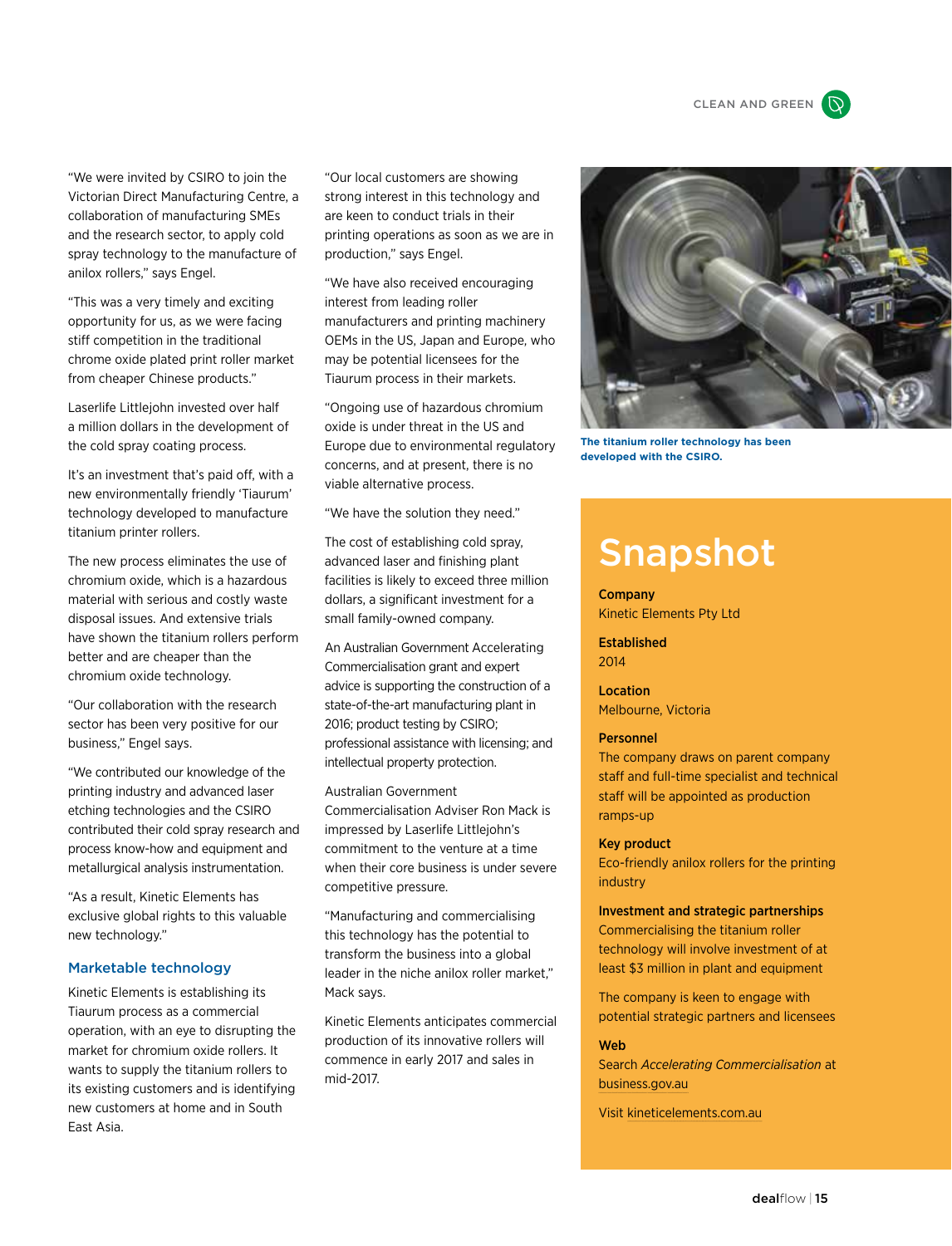"We were invited by CSIRO to join the Victorian Direct Manufacturing Centre, a collaboration of manufacturing SMEs and the research sector, to apply cold spray technology to the manufacture of anilox rollers," says Engel.

"This was a very timely and exciting opportunity for us, as we were facing stiff competition in the traditional chrome oxide plated print roller market from cheaper Chinese products."

Laserlife Littlejohn invested over half a million dollars in the development of the cold spray coating process.

It's an investment that's paid off, with a new environmentally friendly 'Tiaurum' technology developed to manufacture titanium printer rollers.

The new process eliminates the use of chromium oxide, which is a hazardous material with serious and costly waste disposal issues. And extensive trials have shown the titanium rollers perform better and are cheaper than the chromium oxide technology.

"Our collaboration with the research sector has been very positive for our business," Engel says.

"We contributed our knowledge of the printing industry and advanced laser etching technologies and the CSIRO contributed their cold spray research and process know-how and equipment and metallurgical analysis instrumentation.

"As a result, Kinetic Elements has exclusive global rights to this valuable new technology."

## Marketable technology

Kinetic Elements is establishing its Tiaurum process as a commercial operation, with an eye to disrupting the market for chromium oxide rollers. It wants to supply the titanium rollers to its existing customers and is identifying new customers at home and in South East Asia.

"Our local customers are showing strong interest in this technology and are keen to conduct trials in their printing operations as soon as we are in production," says Engel.

"We have also received encouraging interest from leading roller manufacturers and printing machinery OEMs in the US, Japan and Europe, who may be potential licensees for the Tiaurum process in their markets.

"Ongoing use of hazardous chromium oxide is under threat in the US and Europe due to environmental regulatory concerns, and at present, there is no viable alternative process.

"We have the solution they need."

The cost of establishing cold spray, advanced laser and finishing plant facilities is likely to exceed three million dollars, a significant investment for a small family-owned company.

An Australian Government Accelerating Commercialisation grant and expert advice is supporting the construction of a state-of-the-art manufacturing plant in 2016; product testing by CSIRO; professional assistance with licensing; and intellectual property protection.

Australian Government Commercialisation Adviser Ron Mack is impressed by Laserlife Littlejohn's commitment to the venture at a time when their core business is under severe competitive pressure.

"Manufacturing and commercialising this technology has the potential to transform the business into a global leader in the niche anilox roller market," Mack says.

Kinetic Elements anticipates commercial production of its innovative rollers will commence in early 2017 and sales in mid-2017.

**The titanium roller technology has been developed with the CSIRO.**

# Snapshot

**Company**
Kinetic Elements Pty Ltd

**Established**
2014

**Location**
Melbourne, Victoria

**Personnel**
The company draws on parent company staff and full-time specialist and technical staff will be appointed as production ramps-up

**Key product**
Eco-friendly anilox rollers for the printing industry

**Investment and strategic partnerships**
Commercialising the titanium roller technology will involve investment of at least $3 million in plant and equipment

The company is keen to engage with potential strategic partners and licensees

**Web**
Search *Accelerating Commercialisation* at business.gov.au

Visit kineticelements.com.au